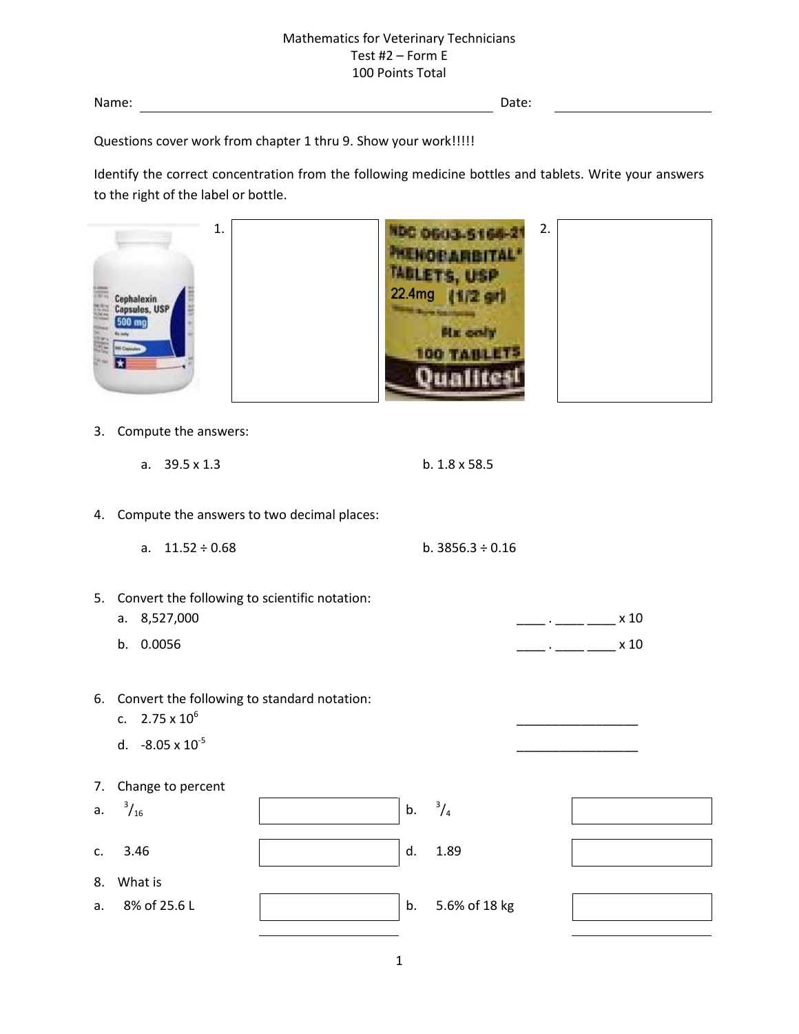Mathematics for Veterinary Technicians
Test #2 – Form E
100 Points Total

Name: ______________________________ Date: ______________

Questions cover work from chapter 1 thru 9. Show your work!!!!!

Identify the correct concentration from the following medicine bottles and tablets. Write your answers to the right of the label or bottle.

1. Cephalexin Capsules, USP 500 mg

2. NDC 0603-5166-21 PHENOBARBITAL TABLETS, USP 22.4mg (1/2 gr) Rx only 100 TABLETS Qualitest

3. Compute the answers:

   a. 39.5 x 1.3 &nbsp;&nbsp;&nbsp;&nbsp;&nbsp;&nbsp;&nbsp;&nbsp; b. 1.8 x 58.5

4. Compute the answers to two decimal places:

   a. 11.52 ÷ 0.68 &nbsp;&nbsp;&nbsp;&nbsp;&nbsp;&nbsp;&nbsp;&nbsp; b. 3856.3 ÷ 0.16

5. Convert the following to scientific notation:

   a. 8,527,000 &nbsp;&nbsp;&nbsp;&nbsp; ____ . ____ ____ x 10

   b. 0.0056 &nbsp;&nbsp;&nbsp;&nbsp; ____ . ____ ____ x 10

6. Convert the following to standard notation:

   c. $2.75 \times 10^{6}$ &nbsp;&nbsp;&nbsp;&nbsp; ________________

   d. $-8.05 \times 10^{-5}$ &nbsp;&nbsp;&nbsp;&nbsp; ________________

7. Change to percent

   a. $^{3}/_{16}$ &nbsp;&nbsp;&nbsp;&nbsp; b. $^{3}/_{4}$

   c. 3.46 &nbsp;&nbsp;&nbsp;&nbsp; d. 1.89

8. What is

   a. 8% of 25.6 L &nbsp;&nbsp;&nbsp;&nbsp; b. 5.6% of 18 kg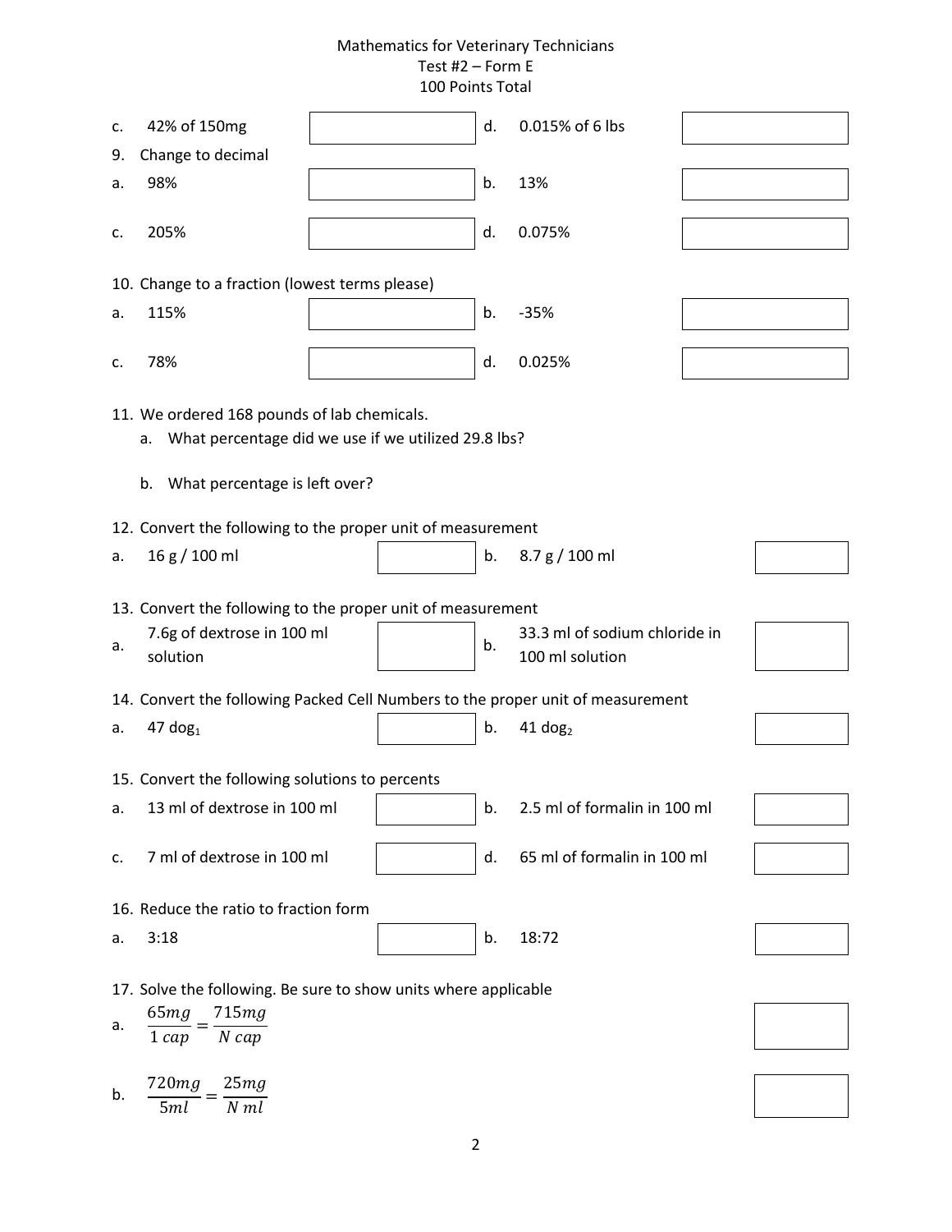Mathematics for Veterinary Technicians
Test #2 – Form E
100 Points Total

c. 42% of 150mg ________ d. 0.015% of 6 lbs ________

9. Change to decimal

a. 98% ________ b. 13% ________

c. 205% ________ d. 0.075% ________

10. Change to a fraction (lowest terms please)

a. 115% ________ b. -35% ________

c. 78% ________ d. 0.025% ________

11. We ordered 168 pounds of lab chemicals.
    a. What percentage did we use if we utilized 29.8 lbs?

    b. What percentage is left over?

12. Convert the following to the proper unit of measurement

a. 16 g / 100 ml ________ b. 8.7 g / 100 ml ________

13. Convert the following to the proper unit of measurement

a. 7.6g of dextrose in 100 ml solution ________ b. 33.3 ml of sodium chloride in 100 ml solution ________

14. Convert the following Packed Cell Numbers to the proper unit of measurement

a. 47 $dog_1$ ________ b. 41 $dog_2$ ________

15. Convert the following solutions to percents

a. 13 ml of dextrose in 100 ml ________ b. 2.5 ml of formalin in 100 ml ________

c. 7 ml of dextrose in 100 ml ________ d. 65 ml of formalin in 100 ml ________

16. Reduce the ratio to fraction form

a. 3:18 ________ b. 18:72 ________

17. Solve the following. Be sure to show units where applicable

a. $\frac{65mg}{1\ cap} = \frac{715mg}{N\ cap}$ ________

b. $\frac{720mg}{5ml} = \frac{25mg}{N\ ml}$ ________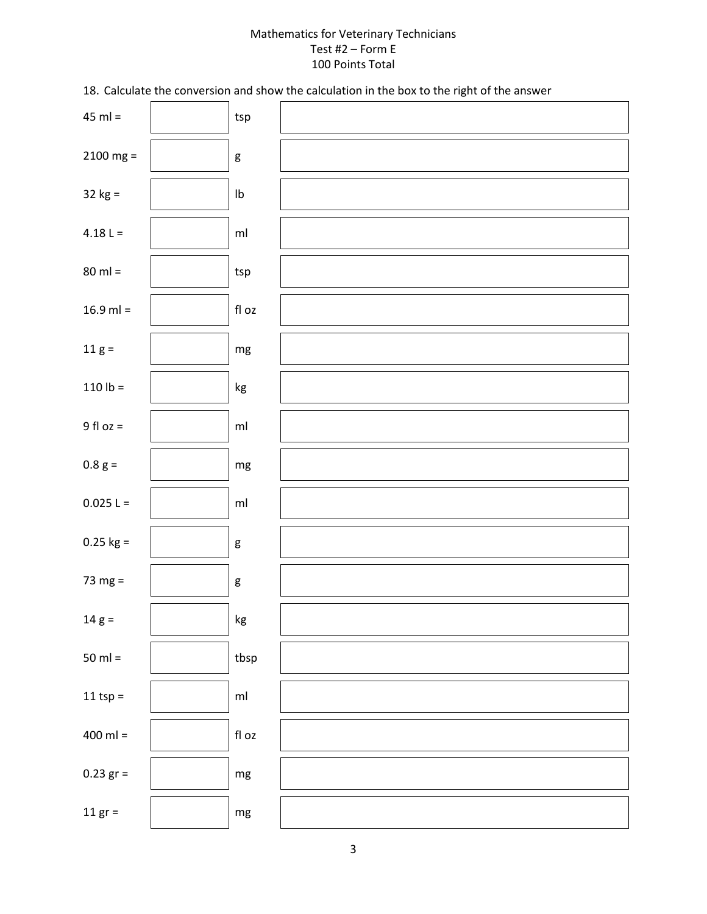Mathematics for Veterinary Technicians
Test #2 – Form E
100 Points Total

18. Calculate the conversion and show the calculation in the box to the right of the answer

| Given | Answer | Unit | Calculation |
|---|---|---|---|
| 45 ml = | | tsp | |
| 2100 mg = | | g | |
| 32 kg = | | lb | |
| 4.18 L = | | ml | |
| 80 ml = | | tsp | |
| 16.9 ml = | | fl oz | |
| 11 g = | | mg | |
| 110 lb = | | kg | |
| 9 fl oz = | | ml | |
| 0.8 g = | | mg | |
| 0.025 L = | | ml | |
| 0.25 kg = | | g | |
| 73 mg = | | g | |
| 14 g = | | kg | |
| 50 ml = | | tbsp | |
| 11 tsp = | | ml | |
| 400 ml = | | fl oz | |
| 0.23 gr = | | mg | |
| 11 gr = | | mg | |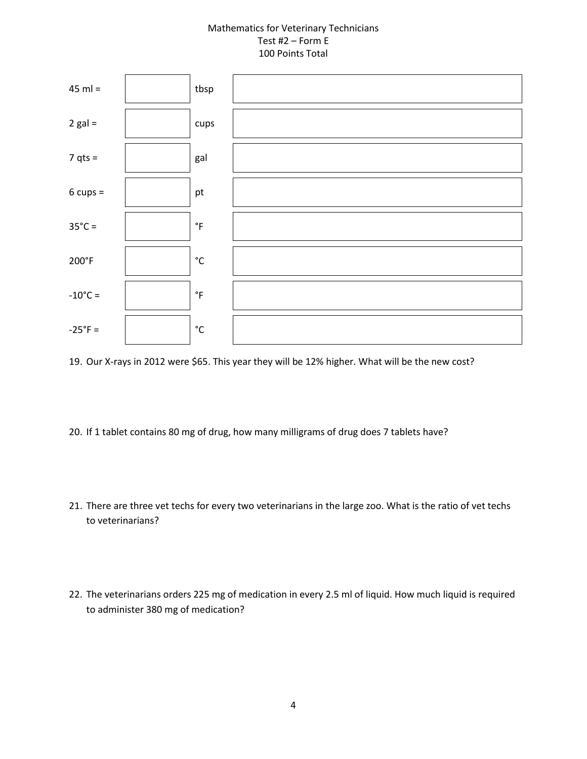Mathematics for Veterinary Technicians
Test #2 – Form E
100 Points Total

| | | | |
|---|---|---|---|
| 45 ml = | | tbsp | |
| 2 gal = | | cups | |
| 7 qts = | | gal | |
| 6 cups = | | pt | |
| 35°C = | | °F | |
| 200°F | | °C | |
| -10°C = | | °F | |
| -25°F = | | °C | |

19. Our X-rays in 2012 were $65. This year they will be 12% higher. What will be the new cost?

20. If 1 tablet contains 80 mg of drug, how many milligrams of drug does 7 tablets have?

21. There are three vet techs for every two veterinarians in the large zoo. What is the ratio of vet techs to veterinarians?

22. The veterinarians orders 225 mg of medication in every 2.5 ml of liquid. How much liquid is required to administer 380 mg of medication?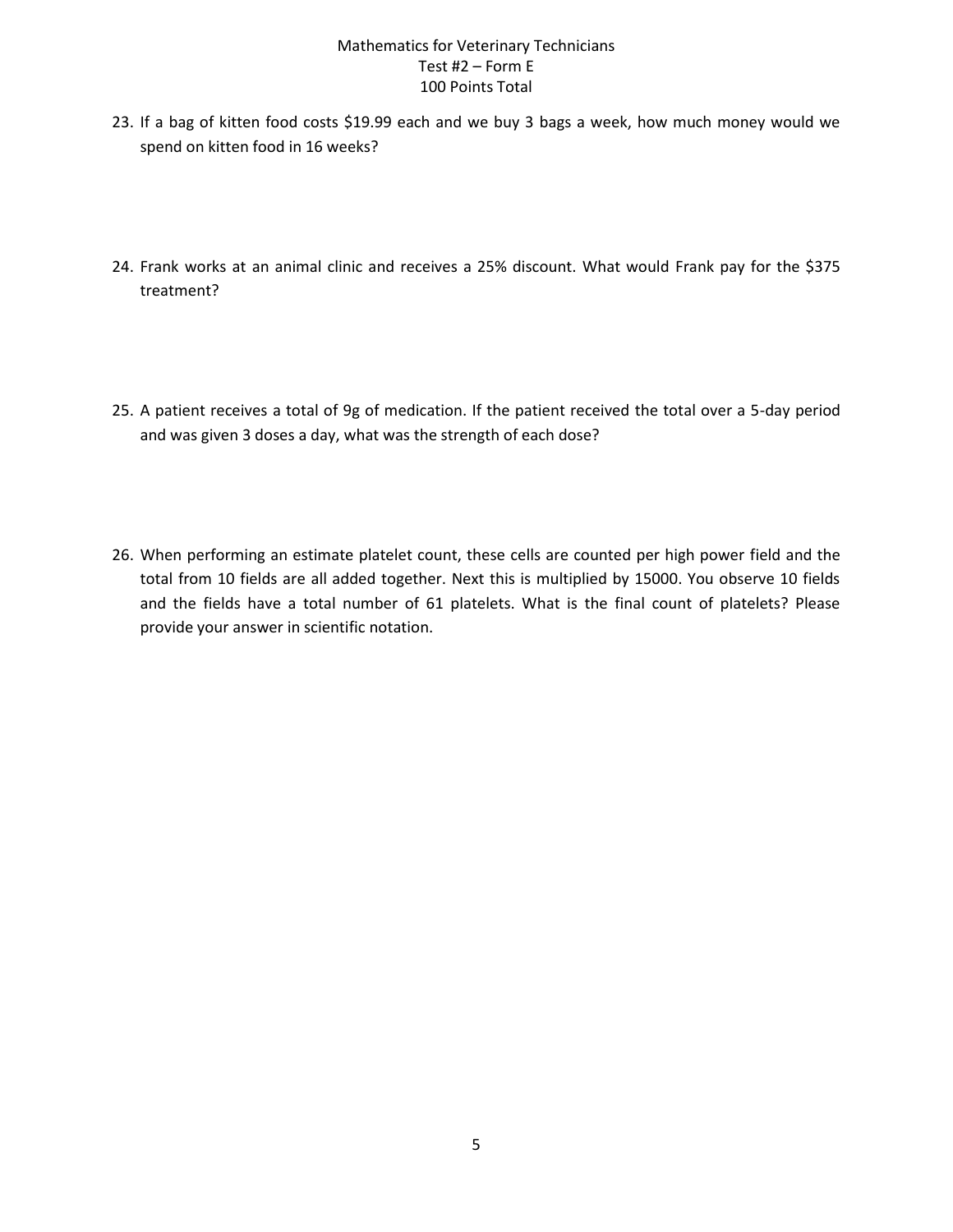23. If a bag of kitten food costs $19.99 each and we buy 3 bags a week, how much money would we spend on kitten food in 16 weeks?

24. Frank works at an animal clinic and receives a 25% discount. What would Frank pay for the $375 treatment?

25. A patient receives a total of 9g of medication. If the patient received the total over a 5-day period and was given 3 doses a day, what was the strength of each dose?

26. When performing an estimate platelet count, these cells are counted per high power field and the total from 10 fields are all added together. Next this is multiplied by 15000. You observe 10 fields and the fields have a total number of 61 platelets. What is the final count of platelets? Please provide your answer in scientific notation.